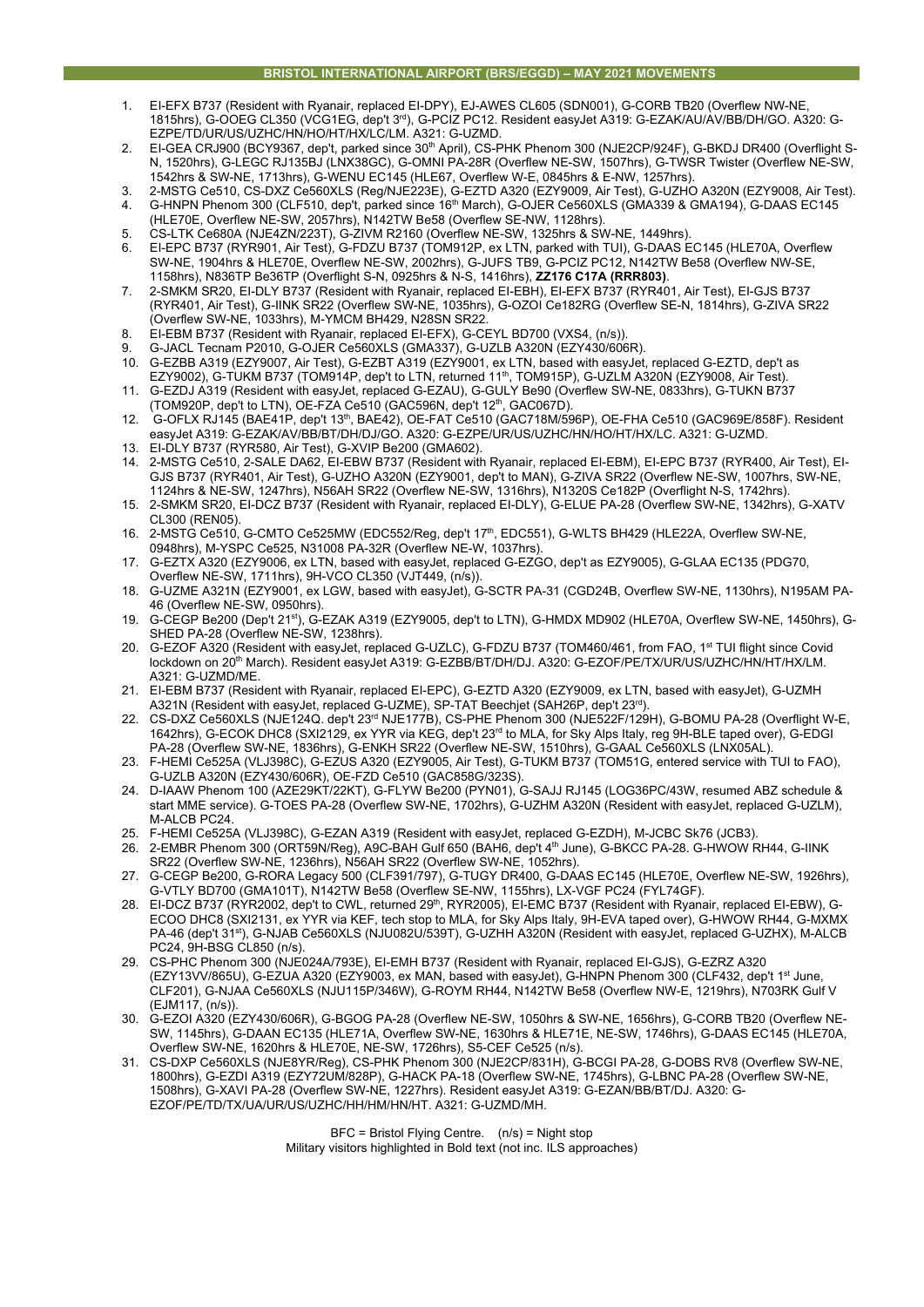## BRISTOL INTERNATIONAL AIRPORT (BRS/EGGD) – MAY 2021 MOVEMENTS

1. EI-EFX B737 (Resident with Ryanair, replaced EI-DPY), EJ-AWES CL605 (SDN001), G-CORB TB20 (Overflew NW-NE, 1815hrs), G-OOEG CL350 (VCG1EG, dep't 3rd), G-PCIZ PC12. Resident easyJet A319: G-EZAK/AU/AV/BB/DH/GO. A320: G-EZPE/TD/UR/US/UZHC/HN/HO/HT/HX/LC/LM. A321: G-UZMD.
2. EI-GEA CRJ900 (BCY9367, dep't, parked since 30th April), CS-PHK Phenom 300 (NJE2CP/924F), G-BKDJ DR400 (Overflight S-N, 1520hrs), G-LEGC RJ135BJ (LNX38GC), G-OMNI PA-28R (Overflew NE-SW, 1507hrs), G-TWSR Twister (Overflew NE-SW, 1542hrs & SW-NE, 1713hrs), G-WENU EC145 (HLE67, Overflew W-E, 0845hrs & E-NW, 1257hrs).
3. 2-MSTG Ce510, CS-DXZ Ce560XLS (Reg/NJE223E), G-EZTD A320 (EZY9009, Air Test), G-UZHO A320N (EZY9008, Air Test).
4. G-HNPN Phenom 300 (CLF510, dep't, parked since 16th March), G-OJER Ce560XLS (GMA339 & GMA194), G-DAAS EC145 (HLE70E, Overflew NE-SW, 2057hrs), N142TW Be58 (Overflew SE-NW, 1128hrs).
5. CS-LTK Ce680A (NJE4ZN/223T), G-ZIVM R2160 (Overflew NE-SW, 1325hrs & SW-NE, 1449hrs).
6. EI-EPC B737 (RYR901, Air Test), G-FDZU B737 (TOM912P, ex LTN, parked with TUI), G-DAAS EC145 (HLE70A, Overflew SW-NE, 1904hrs & HLE70E, Overflew NE-SW, 2002hrs), G-JUFS TB9, G-PCIZ PC12, N142TW Be58 (Overflew NW-SE, 1158hrs), N836TP Be36TP (Overflight S-N, 0925hrs & N-S, 1416hrs), **ZZ176 C17A (RRR803)**.
7. 2-SMKM SR20, EI-DLY B737 (Resident with Ryanair, replaced EI-EBH), EI-EFX B737 (RYR401, Air Test), EI-GJS B737 (RYR401, Air Test), G-IINK SR22 (Overflew SW-NE, 1035hrs), G-OZOI Ce182RG (Overflew SE-N, 1814hrs), G-ZIVA SR22 (Overflew SW-NE, 1033hrs), M-YMCM BH429, N28SN SR22.
8. EI-EBM B737 (Resident with Ryanair, replaced EI-EFX), G-CEYL BD700 (VXS4, (n/s)).
9. G-JACL Tecnam P2010, G-OJER Ce560XLS (GMA337), G-UZLB A320N (EZY430/606R).
10. G-EZBB A319 (EZY9007, Air Test), G-EZBT A319 (EZY9001, ex LTN, based with easyJet, replaced G-EZTD, dep't as EZY9002), G-TUKM B737 (TOM914P, dep't to LTN, returned 11th, TOM915P), G-UZLM A320N (EZY9008, Air Test).
11. G-EZDJ A319 (Resident with easyJet, replaced G-EZAU), G-GULY Be90 (Overflew SW-NE, 0833hrs), G-TUKN B737 (TOM920P, dep't to LTN), OE-FZA Ce510 (GAC596N, dep't 12th, GAC067D).
12. G-OFLX RJ145 (BAE41P, dep't 13th, BAE42), OE-FAT Ce510 (GAC718M/596P), OE-FHA Ce510 (GAC969E/858F). Resident easyJet A319: G-EZAK/AV/BB/BT/DH/DJ/GO. A320: G-EZPE/UR/US/UZHC/HN/HO/HT/HX/LC. A321: G-UZMD.
13. EI-DLY B737 (RYR580, Air Test), G-XVIP Be200 (GMA602).
14. 2-MSTG Ce510, 2-SALE DA62, EI-EBW B737 (Resident with Ryanair, replaced EI-EBM), EI-EPC B737 (RYR400, Air Test), EI-GJS B737 (RYR401, Air Test), G-UZHO A320N (EZY9001, dep't to MAN), G-ZIVA SR22 (Overflew NE-SW, 1007hrs, SW-NE, 1124hrs & NE-SW, 1247hrs), N56AH SR22 (Overflew NE-SW, 1316hrs), N1320S Ce182P (Overflight N-S, 1742hrs).
15. 2-SMKM SR20, EI-DCZ B737 (Resident with Ryanair, replaced EI-DLY), G-ELUE PA-28 (Overflew SW-NE, 1342hrs), G-XATV CL300 (REN05).
16. 2-MSTG Ce510, G-CMTO Ce525MW (EDC552/Reg, dep't 17th, EDC551), G-WLTS BH429 (HLE22A, Overflew SW-NE, 0948hrs), M-YSPC Ce525, N31008 PA-32R (Overflew NE-W, 1037hrs).
17. G-EZTX A320 (EZY9006, ex LTN, based with easyJet, replaced G-EZGO, dep't as EZY9005), G-GLAA EC135 (PDG70, Overflew NE-SW, 1711hrs), 9H-VCO CL350 (VJT449, (n/s)).
18. G-UZME A321N (EZY9001, ex LGW, based with easyJet), G-SCTR PA-31 (CGD24B, Overflew SW-NE, 1130hrs), N195AM PA-46 (Overflew NE-SW, 0950hrs).
19. G-CEGP Be200 (Dep't 21st), G-EZAK A319 (EZY9005, dep't to LTN), G-HMDX MD902 (HLE70A, Overflew SW-NE, 1450hrs), G-SHED PA-28 (Overflew NE-SW, 1238hrs).
20. G-EZOF A320 (Resident with easyJet, replaced G-UZLC), G-FDZU B737 (TOM460/461, from FAO, 1st TUI flight since Covid lockdown on 20th March). Resident easyJet A319: G-EZBB/BT/DH/DJ. A320: G-EZOF/PE/TX/UR/US/UZHC/HN/HT/HX/LM. A321: G-UZMD/ME.
21. EI-EBM B737 (Resident with Ryanair, replaced EI-EPC), G-EZTD A320 (EZY9009, ex LTN, based with easyJet), G-UZMH A321N (Resident with easyJet, replaced G-UZME), SP-TAT Beechjet (SAH26P, dep't 23rd).
22. CS-DXZ Ce560XLS (NJE124Q. dep't 23rd NJE177B), CS-PHE Phenom 300 (NJE522F/129H), G-BOMU PA-28 (Overflight W-E, 1642hrs), G-ECOK DHC8 (SXI2129, ex YYR via KEG, dep't 23rd to MLA, for Sky Alps Italy, reg 9H-BLE taped over), G-EDGI PA-28 (Overflew SW-NE, 1836hrs), G-ENKH SR22 (Overflew NE-SW, 1510hrs), G-GAAL Ce560XLS (LNX05AL).
23. F-HEMI Ce525A (VLJ398C), G-EZUS A320 (EZY9005, Air Test), G-TUKM B737 (TOM51G, entered service with TUI to FAO), G-UZLB A320N (EZY430/606R), OE-FZD Ce510 (GAC858G/323S).
24. D-IAAW Phenom 100 (AZE29KT/22KT), G-FLYW Be200 (PYN01), G-SAJJ RJ145 (LOG36PC/43W, resumed ABZ schedule & start MME service). G-TOES PA-28 (Overflew SW-NE, 1702hrs), G-UZHM A320N (Resident with easyJet, replaced G-UZLM), M-ALCB PC24.
25. F-HEMI Ce525A (VLJ398C), G-EZAN A319 (Resident with easyJet, replaced G-EZDH), M-JCBC Sk76 (JCB3).
26. 2-EMBR Phenom 300 (ORT59N/Reg), A9C-BAH Gulf 650 (BAH6, dep't 4th June), G-BKCC PA-28. G-HWOW RH44, G-IINK SR22 (Overflew SW-NE, 1236hrs), N56AH SR22 (Overflew SW-NE, 1052hrs).
27. G-CEGP Be200, G-RORA Legacy 500 (CLF391/797), G-TUGY DR400, G-DAAS EC145 (HLE70E, Overflew NE-SW, 1926hrs), G-VTLY BD700 (GMA101T), N142TW Be58 (Overflew SE-NW, 1155hrs), LX-VGF PC24 (FYL74GF).
28. EI-DCZ B737 (RYR2002, dep't to CWL, returned 29th, RYR2005), EI-EMC B737 (Resident with Ryanair, replaced EI-EBW), G-ECOO DHC8 (SXI2131, ex YYR via KEF, tech stop to MLA, for Sky Alps Italy, 9H-EVA taped over), G-HWOW RH44, G-MXMX PA-46 (dep't 31st), G-NJAB Ce560XLS (NJU082U/539T), G-UZHH A320N (Resident with easyJet, replaced G-UZHX), M-ALCB PC24, 9H-BSG CL850 (n/s).
29. CS-PHC Phenom 300 (NJE024A/793E), EI-EMH B737 (Resident with Ryanair, replaced EI-GJS), G-EZRZ A320 (EZY13VV/865U), G-EZUA A320 (EZY9003, ex MAN, based with easyJet), G-HNPN Phenom 300 (CLF432, dep't 1st June, CLF201), G-NJAA Ce560XLS (NJU115P/346W), G-ROYM RH44, N142TW Be58 (Overflew NW-E, 1219hrs), N703RK Gulf V (EJM117, (n/s)).
30. G-EZOI A320 (EZY430/606R), G-BGOG PA-28 (Overflew NE-SW, 1050hrs & SW-NE, 1656hrs), G-CORB TB20 (Overflew NE-SW, 1145hrs), G-DAAN EC135 (HLE71A, Overflew SW-NE, 1630hrs & HLE71E, NE-SW, 1746hrs), G-DAAS EC145 (HLE70A, Overflew SW-NE, 1620hrs & HLE70E, NE-SW, 1726hrs), S5-CEF Ce525 (n/s).
31. CS-DXP Ce560XLS (NJE8YR/Reg), CS-PHK Phenom 300 (NJE2CP/831H), G-BCGI PA-28, G-DOBS RV8 (Overflew SW-NE, 1800hrs), G-EZDI A319 (EZY72UM/828P), G-HACK PA-18 (Overflew SW-NE, 1745hrs), G-LBNC PA-28 (Overflew SW-NE, 1508hrs), G-XAVI PA-28 (Overflew SW-NE, 1227hrs). Resident easyJet A319: G-EZAN/BB/BT/DJ. A320: G-EZOF/PE/TD/TX/UA/UR/US/UZHC/HH/HM/HN/HT. A321: G-UZMD/MH.

BFC = Bristol Flying Centre. (n/s) = Night stop
Military visitors highlighted in Bold text (not inc. ILS approaches)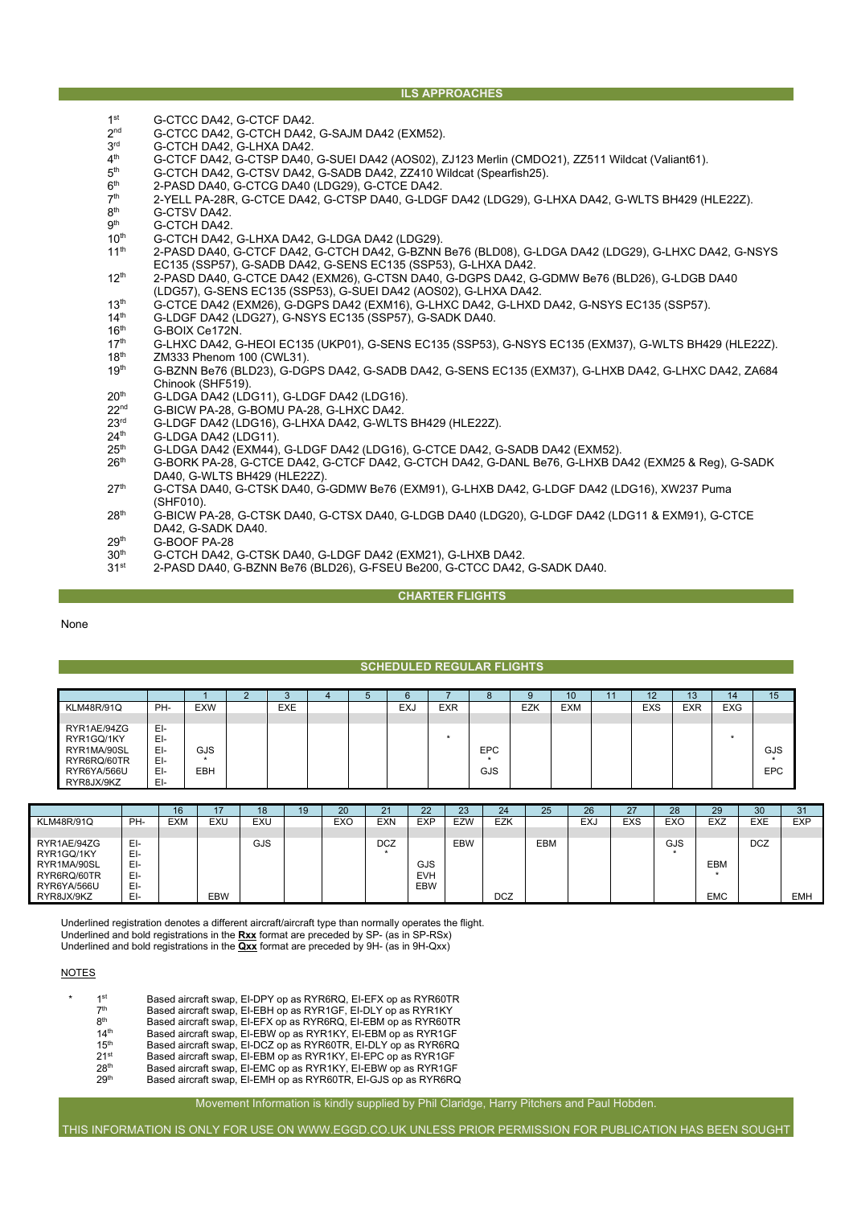## ILS APPROACHES

| | |
|---|---|
| 1st | G-CTCC DA42, G-CTCF DA42. |
| 2nd | G-CTCC DA42, G-CTCH DA42, G-SAJM DA42 (EXM52). |
| 3rd | G-CTCH DA42, G-LHXA DA42. |
| 4th | G-CTCF DA42, G-CTSP DA40, G-SUEI DA42 (AOS02), ZJ123 Merlin (CMDO21), ZZ511 Wildcat (Valiant61). |
| 5th | G-CTCH DA42, G-CTSV DA42, G-SADB DA42, ZZ410 Wildcat (Spearfish25). |
| 6th | 2-PASD DA40, G-CTCG DA40 (LDG29), G-CTCE DA42. |
| 7th | 2-YELL PA-28R, G-CTCE DA42, G-CTSP DA40, G-LDGF DA42 (LDG29), G-LHXA DA42, G-WLTS BH429 (HLE22Z). |
| 8th | G-CTSV DA42. |
| 9th | G-CTCH DA42. |
| 10th | G-CTCH DA42, G-LHXA DA42, G-LDGA DA42 (LDG29). |
| 11th | 2-PASD DA40, G-CTCF DA42, G-CTCH DA42, G-BZNN Be76 (BLD08), G-LDGA DA42 (LDG29), G-LHXC DA42, G-NSYS EC135 (SSP57), G-SADB DA42, G-SENS EC135 (SSP53), G-LHXA DA42. |
| 12th | 2-PASD DA40, G-CTCE DA42 (EXM26), G-CTSN DA40, G-DGPS DA42, G-GDMW Be76 (BLD26), G-LDGB DA40 (LDG57), G-SENS EC135 (SSP53), G-SUEI DA42 (AOS02), G-LHXA DA42. |
| 13th | G-CTCE DA42 (EXM26), G-DGPS DA42 (EXM16), G-LHXC DA42, G-LHXD DA42, G-NSYS EC135 (SSP57). |
| 14th | G-LDGF DA42 (LDG27), G-NSYS EC135 (SSP57), G-SADK DA40. |
| 16th | G-BOIX Ce172N. |
| 17th | G-LHXC DA42, G-HEOI EC135 (UKP01), G-SENS EC135 (SSP53), G-NSYS EC135 (EXM37), G-WLTS BH429 (HLE22Z). |
| 18th | ZM333 Phenom 100 (CWL31). |
| 19th | G-BZNN Be76 (BLD23), G-DGPS DA42, G-SADB DA42, G-SENS EC135 (EXM37), G-LHXB DA42, G-LHXC DA42, ZA684 Chinook (SHF519). |
| 20th | G-LDGA DA42 (LDG11), G-LDGF DA42 (LDG16). |
| 22nd | G-BICW PA-28, G-BOMU PA-28, G-LHXC DA42. |
| 23rd | G-LDGF DA42 (LDG16), G-LHXA DA42, G-WLTS BH429 (HLE22Z). |
| 24th | G-LDGA DA42 (LDG11). |
| 25th | G-LDGA DA42 (EXM44), G-LDGF DA42 (LDG16), G-CTCE DA42, G-SADB DA42 (EXM52). |
| 26th | G-BORK PA-28, G-CTCE DA42, G-CTCF DA42, G-CTCH DA42, G-DANL Be76, G-LHXB DA42 (EXM25 & Reg), G-SADK DA40, G-WLTS BH429 (HLE22Z). |
| 27th | G-CTSA DA40, G-CTSK DA40, G-GDMW Be76 (EXM91), G-LHXB DA42, G-LDGF DA42 (LDG16), XW237 Puma (SHF010). |
| 28th | G-BICW PA-28, G-CTSK DA40, G-CTSX DA40, G-LDGB DA40 (LDG20), G-LDGF DA42 (LDG11 & EXM91), G-CTCE DA42, G-SADK DA40. |
| 29th | G-BOOF PA-28 |
| 30th | G-CTCH DA42, G-CTSK DA40, G-LDGF DA42 (EXM21), G-LHXB DA42. |
| 31st | 2-PASD DA40, G-BZNN Be76 (BLD26), G-FSEU Be200, G-CTCC DA42, G-SADK DA40. |

## CHARTER FLIGHTS

None

## SCHEDULED REGULAR FLIGHTS

| | | 1 | 2 | 3 | 4 | 5 | 6 | 7 | 8 | 9 | 10 | 11 | 12 | 13 | 14 | 15 |
|---|---|---|---|---|---|---|---|---|---|---|---|---|---|---|---|---|
| KLM48R/91Q | PH- | EXW | | EXE | | | EXJ | EXR | | EZK | EXM | | EXS | EXR | EXG | |
| RYR1AE/94ZG | EI- | | | | | | | | | | | | | | | |
| RYR1GQ/1KY | EI- | | | | | | | * | | | | | | | * | |
| RYR1MA/90SL | EI- | GJS | | | | | | | EPC | | | | | | | GJS |
| RYR6RQ/60TR | EI- | * | | | | | | | * | | | | | | | * |
| RYR6YA/566U | EI- | EBH | | | | | | | GJS | | | | | | | EPC |
| RYR8JX/9KZ | EI- | | | | | | | | | | | | | | | |

| | | 16 | 17 | 18 | 19 | 20 | 21 | 22 | 23 | 24 | 25 | 26 | 27 | 28 | 29 | 30 | 31 |
|---|---|---|---|---|---|---|---|---|---|---|---|---|---|---|---|---|---|
| KLM48R/91Q | PH- | EXM | EXU | EXU | | EXO | EXN | EXP | EZW | EZK | | EXJ | EXS | EXO | EXZ | EXE | EXP |
| RYR1AE/94ZG | EI- | | | GJS | | | DCZ | | EBW | | EBM | | | GJS | | DCZ | |
| RYR1GQ/1KY | EI- | | | | | | * | | | | | | | * | | | |
| RYR1MA/90SL | EI- | | | | | | | GJS | | | | | | | EBM | | |
| RYR6RQ/60TR | EI- | | | | | | | EVH | | | | | | | * | | |
| RYR6YA/566U | EI- | | | | | | | EBW | | | | | | | | | |
| RYR8JX/9KZ | EI- | | EBW | | | | | | | DCZ | | | | | EMC | | EMH |

Underlined registration denotes a different aircraft/aircraft type than normally operates the flight.
Underlined and bold registrations in the **Rxx** format are preceded by SP- (as in SP-RSx)
Underlined and bold registrations in the **Qxx** format are preceded by 9H- (as in 9H-Qxx)

NOTES

| | | |
|---|---|---|
| * | 1st | Based aircraft swap, EI-DPY op as RYR6RQ, EI-EFX op as RYR60TR |
| | 7th | Based aircraft swap, EI-EBH op as RYR1GF, EI-DLY op as RYR1KY |
| | 8th | Based aircraft swap, EI-EFX op as RYR6RQ, EI-EBM op as RYR60TR |
| | 14th | Based aircraft swap, EI-EBW op as RYR1KY, EI-EBM op as RYR1GF |
| | 15th | Based aircraft swap, EI-DCZ op as RYR60TR, EI-DLY op as RYR6RQ |
| | 21st | Based aircraft swap, EI-EBM op as RYR1KY, EI-EPC op as RYR1GF |
| | 28th | Based aircraft swap, EI-EMC op as RYR1KY, EI-EBW op as RYR1GF |
| | 29th | Based aircraft swap, EI-EMH op as RYR60TR, EI-GJS op as RYR6RQ |

Movement Information is kindly supplied by Phil Claridge, Harry Pitchers and Paul Hobden.

THIS INFORMATION IS ONLY FOR USE ON WWW.EGGD.CO.UK UNLESS PRIOR PERMISSION FOR PUBLICATION HAS BEEN SOUGHT